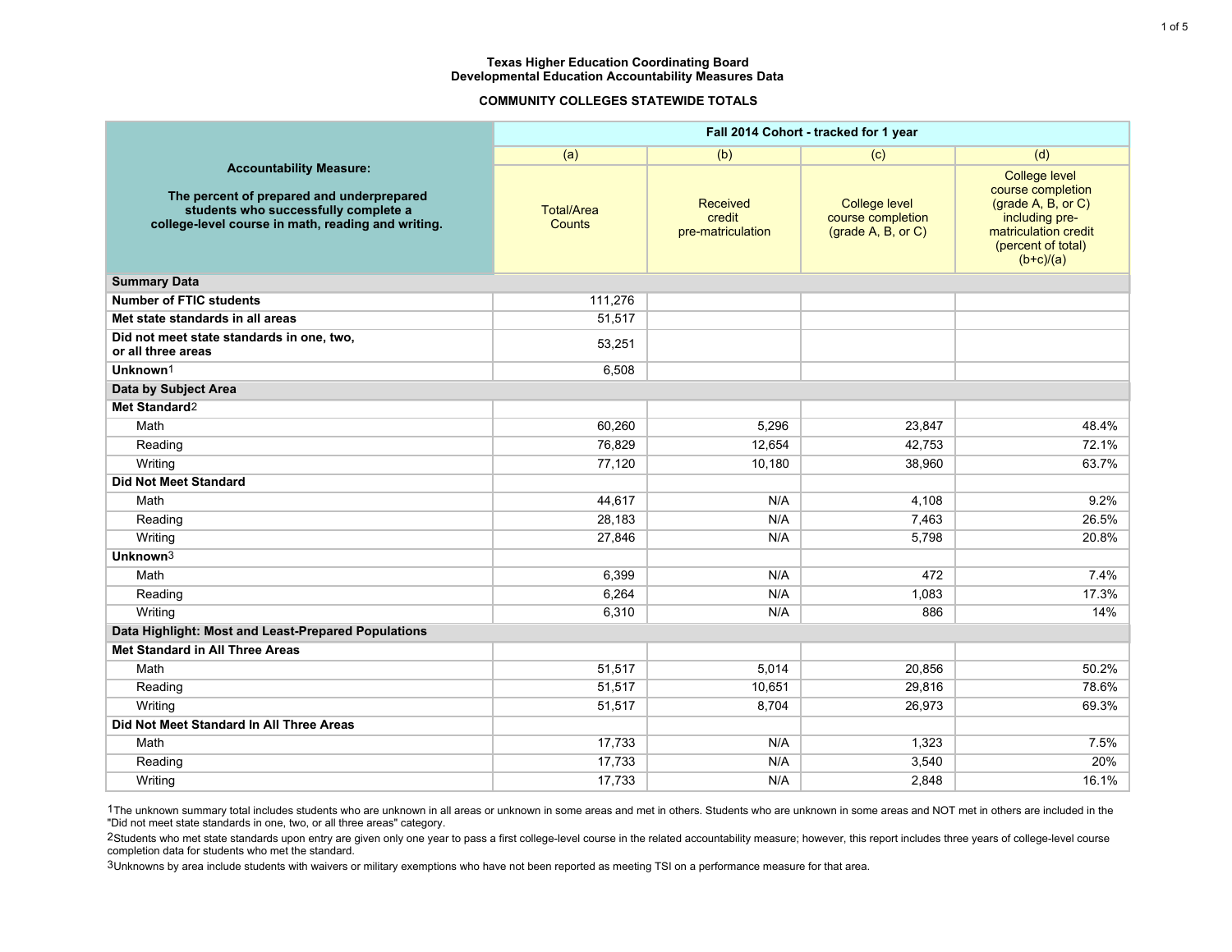**Texas Higher Education Coordinating Board**
**Developmental Education Accountability Measures Data**

**COMMUNITY COLLEGES STATEWIDE TOTALS**

| **Accountability Measure:** **The percent of prepared and underprepared students who successfully complete a college-level course in math, reading and writing.** | **Fall 2014 Cohort - tracked for 1 year** | | | |
|---|---|---|---|---|
| | (a) | (b) | (c) | (d) |
| | Total/Area Counts | Received credit pre-matriculation | College level course completion (grade A, B, or C) | College level course completion (grade A, B, or C) including pre-matriculation credit (percent of total) (b+c)/(a) |
| **Summary Data** | | | | |
| **Number of FTIC students** | 111,276 | | | |
| **Met state standards in all areas** | 51,517 | | | |
| **Did not meet state standards in one, two, or all three areas** | 53,251 | | | |
| **Unknown**[1] | 6,508 | | | |
| **Data by Subject Area** | | | | |
| **Met Standard**[2] | | | | |
| Math | 60,260 | 5,296 | 23,847 | 48.4% |
| Reading | 76,829 | 12,654 | 42,753 | 72.1% |
| Writing | 77,120 | 10,180 | 38,960 | 63.7% |
| **Did Not Meet Standard** | | | | |
| Math | 44,617 | N/A | 4,108 | 9.2% |
| Reading | 28,183 | N/A | 7,463 | 26.5% |
| Writing | 27,846 | N/A | 5,798 | 20.8% |
| **Unknown**[3] | | | | |
| Math | 6,399 | N/A | 472 | 7.4% |
| Reading | 6,264 | N/A | 1,083 | 17.3% |
| Writing | 6,310 | N/A | 886 | 14% |
| **Data Highlight: Most and Least-Prepared Populations** | | | | |
| **Met Standard in All Three Areas** | | | | |
| Math | 51,517 | 5,014 | 20,856 | 50.2% |
| Reading | 51,517 | 10,651 | 29,816 | 78.6% |
| Writing | 51,517 | 8,704 | 26,973 | 69.3% |
| **Did Not Meet Standard In All Three Areas** | | | | |
| Math | 17,733 | N/A | 1,323 | 7.5% |
| Reading | 17,733 | N/A | 3,540 | 20% |
| Writing | 17,733 | N/A | 2,848 | 16.1% |

[1] The unknown summary total includes students who are unknown in all areas or unknown in some areas and met in others. Students who are unknown in some areas and NOT met in others are included in the "Did not meet state standards in one, two, or all three areas" category.

[2] Students who met state standards upon entry are given only one year to pass a first college-level course in the related accountability measure; however, this report includes three years of college-level course completion data for students who met the standard.

[3] Unknowns by area include students with waivers or military exemptions who have not been reported as meeting TSI on a performance measure for that area.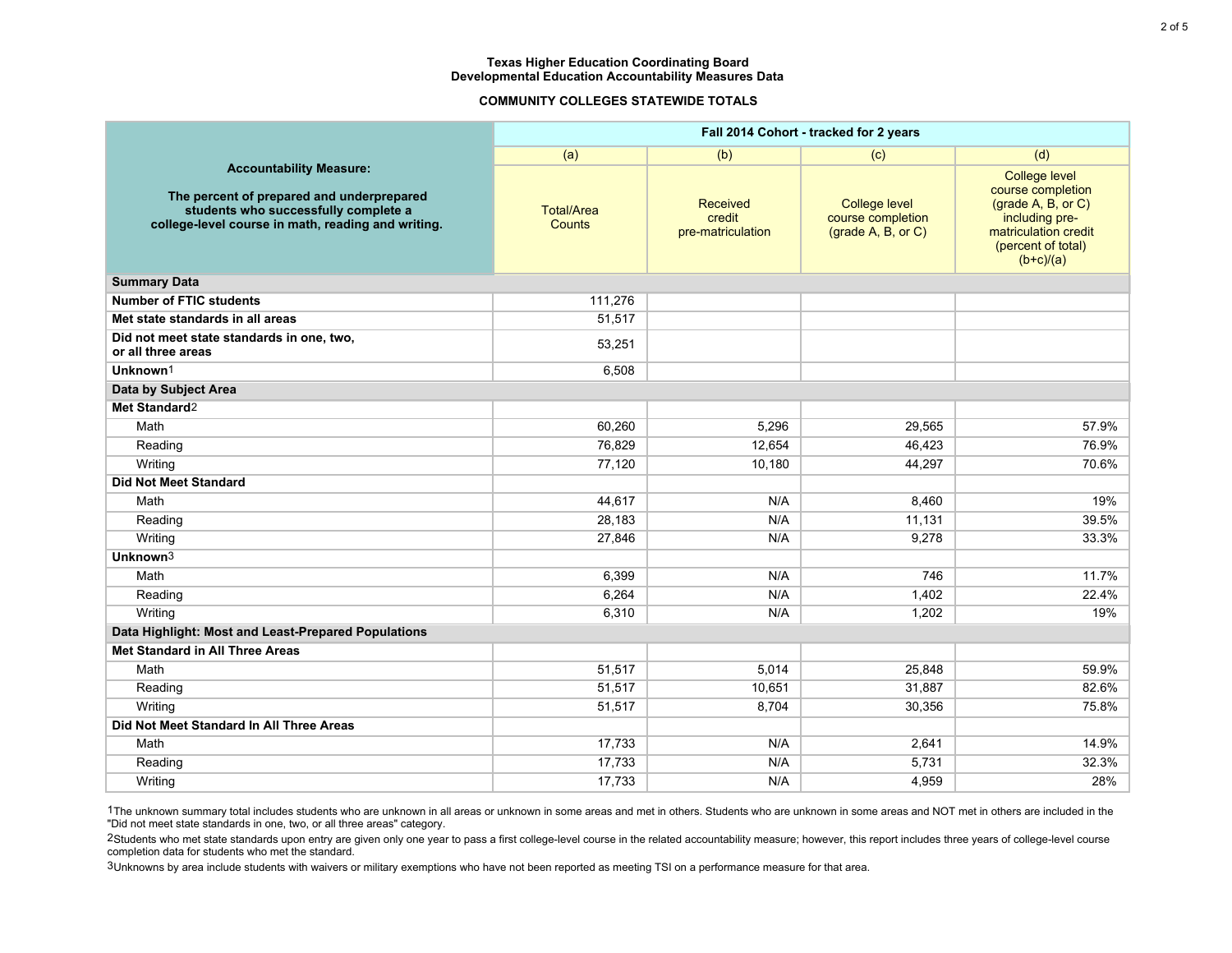**Texas Higher Education Coordinating Board**
**Developmental Education Accountability Measures Data**

**COMMUNITY COLLEGES STATEWIDE TOTALS**

| **Accountability Measure:** **The percent of prepared and underprepared students who successfully complete a college-level course in math, reading and writing.** | **Fall 2014 Cohort - tracked for 2 years** | | | |
|---|---|---|---|---|
| | (a) | (b) | (c) | (d) |
| | Total/Area Counts | Received credit pre-matriculation | College level course completion (grade A, B, or C) | College level course completion (grade A, B, or C) including pre-matriculation credit (percent of total) (b+c)/(a) |
| **Summary Data** | | | | |
| **Number of FTIC students** | 111,276 | | | |
| **Met state standards in all areas** | 51,517 | | | |
| **Did not meet state standards in one, two, or all three areas** | 53,251 | | | |
| **Unknown**[1] | 6,508 | | | |
| **Data by Subject Area** | | | | |
| **Met Standard**[2] | | | | |
| Math | 60,260 | 5,296 | 29,565 | 57.9% |
| Reading | 76,829 | 12,654 | 46,423 | 76.9% |
| Writing | 77,120 | 10,180 | 44,297 | 70.6% |
| **Did Not Meet Standard** | | | | |
| Math | 44,617 | N/A | 8,460 | 19% |
| Reading | 28,183 | N/A | 11,131 | 39.5% |
| Writing | 27,846 | N/A | 9,278 | 33.3% |
| **Unknown**[3] | | | | |
| Math | 6,399 | N/A | 746 | 11.7% |
| Reading | 6,264 | N/A | 1,402 | 22.4% |
| Writing | 6,310 | N/A | 1,202 | 19% |
| **Data Highlight: Most and Least-Prepared Populations** | | | | |
| **Met Standard in All Three Areas** | | | | |
| Math | 51,517 | 5,014 | 25,848 | 59.9% |
| Reading | 51,517 | 10,651 | 31,887 | 82.6% |
| Writing | 51,517 | 8,704 | 30,356 | 75.8% |
| **Did Not Meet Standard In All Three Areas** | | | | |
| Math | 17,733 | N/A | 2,641 | 14.9% |
| Reading | 17,733 | N/A | 5,731 | 32.3% |
| Writing | 17,733 | N/A | 4,959 | 28% |

[1]The unknown summary total includes students who are unknown in all areas or unknown in some areas and met in others. Students who are unknown in some areas and NOT met in others are included in the "Did not meet state standards in one, two, or all three areas" category.

[2]Students who met state standards upon entry are given only one year to pass a first college-level course in the related accountability measure; however, this report includes three years of college-level course completion data for students who met the standard.

[3]Unknowns by area include students with waivers or military exemptions who have not been reported as meeting TSI on a performance measure for that area.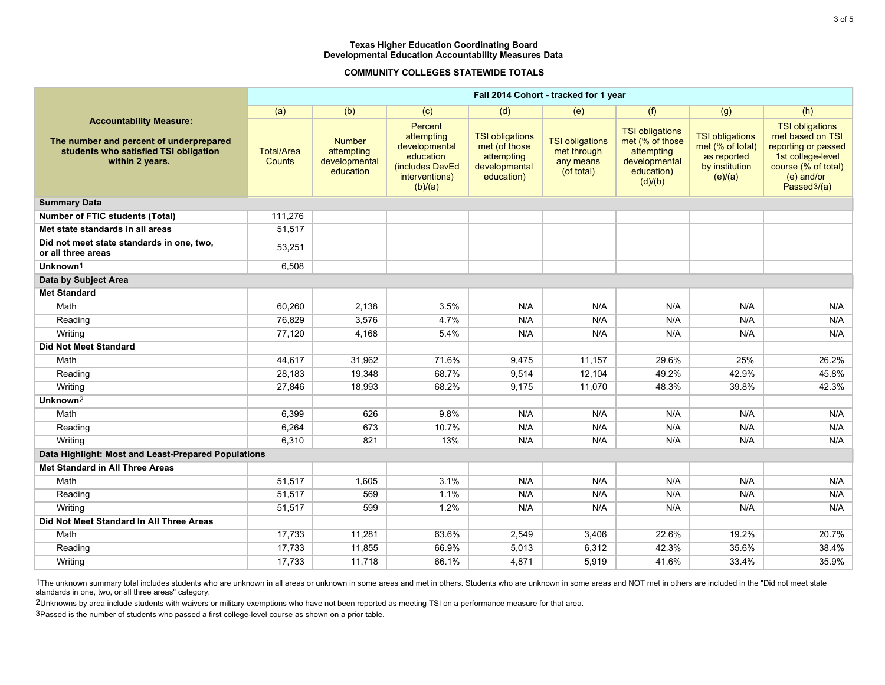**Texas Higher Education Coordinating Board**
**Developmental Education Accountability Measures Data**

**COMMUNITY COLLEGES STATEWIDE TOTALS**

| **Accountability Measure:** **The number and percent of underprepared students who satisfied TSI obligation within 2 years.** | **Fall 2014 Cohort - tracked for 1 year** | | | | | | | |
|---|---|---|---|---|---|---|---|---|
| | (a) | (b) | (c) | (d) | (e) | (f) | (g) | (h) |
| | Total/Area Counts | Number attempting developmental education | Percent attempting developmental education (includes DevEd interventions) (b)/(a) | TSI obligations met (of those attempting developmental education) | TSI obligations met through any means (of total) | TSI obligations met (% of those attempting developmental education) (d)/(b) | TSI obligations met (% of total) as reported by institution (e)/(a) | TSI obligations met based on TSI reporting or passed 1st college-level course (% of total) (e) and/or Passed[3]/(a) |
| **Summary Data** | | | | | | | | |
| **Number of FTIC students (Total)** | 111,276 | | | | | | | |
| **Met state standards in all areas** | 51,517 | | | | | | | |
| **Did not meet state standards in one, two, or all three areas** | 53,251 | | | | | | | |
| **Unknown**[1] | 6,508 | | | | | | | |
| **Data by Subject Area** | | | | | | | | |
| **Met Standard** | | | | | | | | |
| Math | 60,260 | 2,138 | 3.5% | N/A | N/A | N/A | N/A | N/A |
| Reading | 76,829 | 3,576 | 4.7% | N/A | N/A | N/A | N/A | N/A |
| Writing | 77,120 | 4,168 | 5.4% | N/A | N/A | N/A | N/A | N/A |
| **Did Not Meet Standard** | | | | | | | | |
| Math | 44,617 | 31,962 | 71.6% | 9,475 | 11,157 | 29.6% | 25% | 26.2% |
| Reading | 28,183 | 19,348 | 68.7% | 9,514 | 12,104 | 49.2% | 42.9% | 45.8% |
| Writing | 27,846 | 18,993 | 68.2% | 9,175 | 11,070 | 48.3% | 39.8% | 42.3% |
| **Unknown**[2] | | | | | | | | |
| Math | 6,399 | 626 | 9.8% | N/A | N/A | N/A | N/A | N/A |
| Reading | 6,264 | 673 | 10.7% | N/A | N/A | N/A | N/A | N/A |
| Writing | 6,310 | 821 | 13% | N/A | N/A | N/A | N/A | N/A |
| **Data Highlight: Most and Least-Prepared Populations** | | | | | | | | |
| **Met Standard in All Three Areas** | | | | | | | | |
| Math | 51,517 | 1,605 | 3.1% | N/A | N/A | N/A | N/A | N/A |
| Reading | 51,517 | 569 | 1.1% | N/A | N/A | N/A | N/A | N/A |
| Writing | 51,517 | 599 | 1.2% | N/A | N/A | N/A | N/A | N/A |
| **Did Not Meet Standard In All Three Areas** | | | | | | | | |
| Math | 17,733 | 11,281 | 63.6% | 2,549 | 3,406 | 22.6% | 19.2% | 20.7% |
| Reading | 17,733 | 11,855 | 66.9% | 5,013 | 6,312 | 42.3% | 35.6% | 38.4% |
| Writing | 17,733 | 11,718 | 66.1% | 4,871 | 5,919 | 41.6% | 33.4% | 35.9% |

[1]The unknown summary total includes students who are unknown in all areas or unknown in some areas and met in others. Students who are unknown in some areas and NOT met in others are included in the "Did not meet state standards in one, two, or all three areas" category.

[2]Unknowns by area include students with waivers or military exemptions who have not been reported as meeting TSI on a performance measure for that area.

[3]Passed is the number of students who passed a first college-level course as shown on a prior table.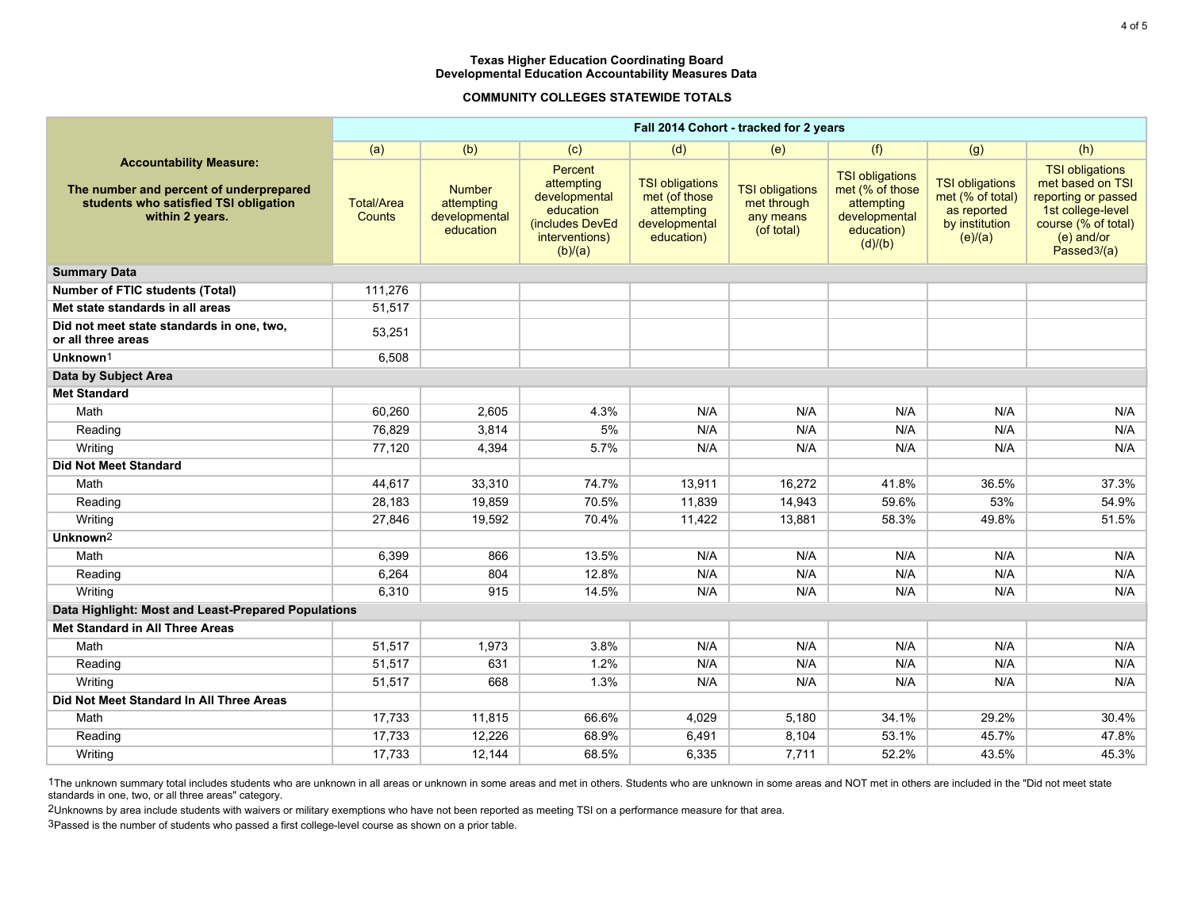**Texas Higher Education Coordinating Board**
**Developmental Education Accountability Measures Data**

**COMMUNITY COLLEGES STATEWIDE TOTALS**

| Accountability Measure: The number and percent of underprepared students who satisfied TSI obligation within 2 years. | Fall 2014 Cohort - tracked for 2 years | | | | | | | |
|---|---|---|---|---|---|---|---|---|
| | (a) | (b) | (c) | (d) | (e) | (f) | (g) | (h) |
| | Total/Area Counts | Number attempting developmental education | Percent attempting developmental education (includes DevEd interventions) (b)/(a) | TSI obligations met (of those attempting developmental education) | TSI obligations met through any means (of total) | TSI obligations met (% of those attempting developmental education) (d)/(b) | TSI obligations met (% of total) as reported by institution (e)/(a) | TSI obligations met based on TSI reporting or passed 1st college-level course (% of total) (e) and/or Passed[3]/(a) |
| **Summary Data** | | | | | | | | |
| **Number of FTIC students (Total)** | 111,276 | | | | | | | |
| **Met state standards in all areas** | 51,517 | | | | | | | |
| **Did not meet state standards in one, two, or all three areas** | 53,251 | | | | | | | |
| **Unknown[1]** | 6,508 | | | | | | | |
| **Data by Subject Area** | | | | | | | | |
| **Met Standard** | | | | | | | | |
| Math | 60,260 | 2,605 | 4.3% | N/A | N/A | N/A | N/A | N/A |
| Reading | 76,829 | 3,814 | 5% | N/A | N/A | N/A | N/A | N/A |
| Writing | 77,120 | 4,394 | 5.7% | N/A | N/A | N/A | N/A | N/A |
| **Did Not Meet Standard** | | | | | | | | |
| Math | 44,617 | 33,310 | 74.7% | 13,911 | 16,272 | 41.8% | 36.5% | 37.3% |
| Reading | 28,183 | 19,859 | 70.5% | 11,839 | 14,943 | 59.6% | 53% | 54.9% |
| Writing | 27,846 | 19,592 | 70.4% | 11,422 | 13,881 | 58.3% | 49.8% | 51.5% |
| **Unknown[2]** | | | | | | | | |
| Math | 6,399 | 866 | 13.5% | N/A | N/A | N/A | N/A | N/A |
| Reading | 6,264 | 804 | 12.8% | N/A | N/A | N/A | N/A | N/A |
| Writing | 6,310 | 915 | 14.5% | N/A | N/A | N/A | N/A | N/A |
| **Data Highlight: Most and Least-Prepared Populations** | | | | | | | | |
| **Met Standard in All Three Areas** | | | | | | | | |
| Math | 51,517 | 1,973 | 3.8% | N/A | N/A | N/A | N/A | N/A |
| Reading | 51,517 | 631 | 1.2% | N/A | N/A | N/A | N/A | N/A |
| Writing | 51,517 | 668 | 1.3% | N/A | N/A | N/A | N/A | N/A |
| **Did Not Meet Standard In All Three Areas** | | | | | | | | |
| Math | 17,733 | 11,815 | 66.6% | 4,029 | 5,180 | 34.1% | 29.2% | 30.4% |
| Reading | 17,733 | 12,226 | 68.9% | 6,491 | 8,104 | 53.1% | 45.7% | 47.8% |
| Writing | 17,733 | 12,144 | 68.5% | 6,335 | 7,711 | 52.2% | 43.5% | 45.3% |

[1]The unknown summary total includes students who are unknown in all areas or unknown in some areas and met in others. Students who are unknown in some areas and NOT met in others are included in the "Did not meet state standards in one, two, or all three areas" category.

[2]Unknowns by area include students with waivers or military exemptions who have not been reported as meeting TSI on a performance measure for that area.

[3]Passed is the number of students who passed a first college-level course as shown on a prior table.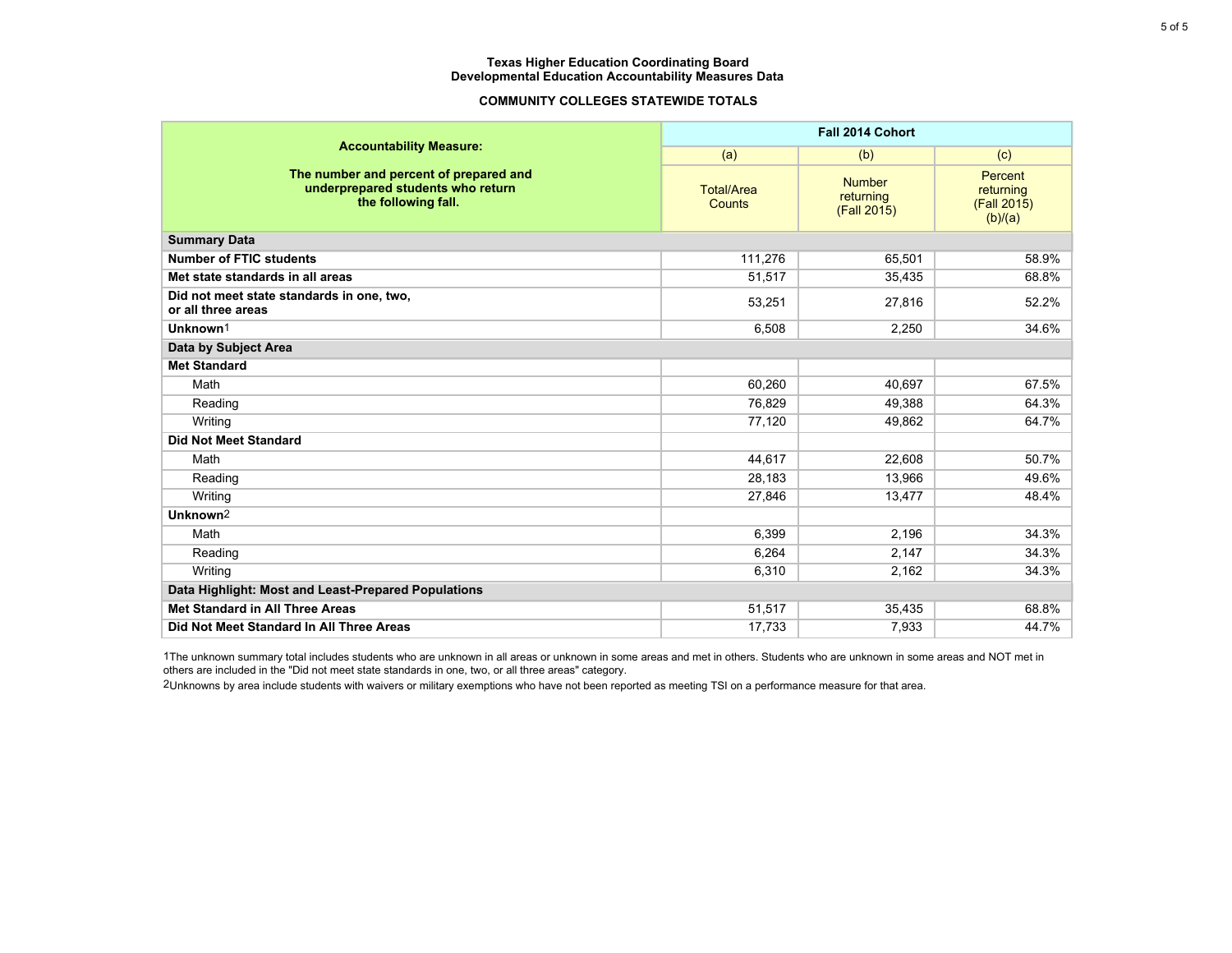**Texas Higher Education Coordinating Board**
**Developmental Education Accountability Measures Data**

**COMMUNITY COLLEGES STATEWIDE TOTALS**

| **Accountability Measure:** The number and percent of prepared and underprepared students who return the following fall. | Fall 2014 Cohort | | |
|---|---|---|---|
| | (a) | (b) | (c) |
| | Total/Area Counts | Number returning (Fall 2015) | Percent returning (Fall 2015) (b)/(a) |
| **Summary Data** | | | |
| **Number of FTIC students** | 111,276 | 65,501 | 58.9% |
| **Met state standards in all areas** | 51,517 | 35,435 | 68.8% |
| **Did not meet state standards in one, two, or all three areas** | 53,251 | 27,816 | 52.2% |
| **Unknown**[1] | 6,508 | 2,250 | 34.6% |
| **Data by Subject Area** | | | |
| **Met Standard** | | | |
| Math | 60,260 | 40,697 | 67.5% |
| Reading | 76,829 | 49,388 | 64.3% |
| Writing | 77,120 | 49,862 | 64.7% |
| **Did Not Meet Standard** | | | |
| Math | 44,617 | 22,608 | 50.7% |
| Reading | 28,183 | 13,966 | 49.6% |
| Writing | 27,846 | 13,477 | 48.4% |
| **Unknown**[2] | | | |
| Math | 6,399 | 2,196 | 34.3% |
| Reading | 6,264 | 2,147 | 34.3% |
| Writing | 6,310 | 2,162 | 34.3% |
| **Data Highlight: Most and Least-Prepared Populations** | | | |
| **Met Standard in All Three Areas** | 51,517 | 35,435 | 68.8% |
| **Did Not Meet Standard In All Three Areas** | 17,733 | 7,933 | 44.7% |

[1]The unknown summary total includes students who are unknown in all areas or unknown in some areas and met in others. Students who are unknown in some areas and NOT met in others are included in the "Did not meet state standards in one, two, or all three areas" category.

[2]Unknowns by area include students with waivers or military exemptions who have not been reported as meeting TSI on a performance measure for that area.